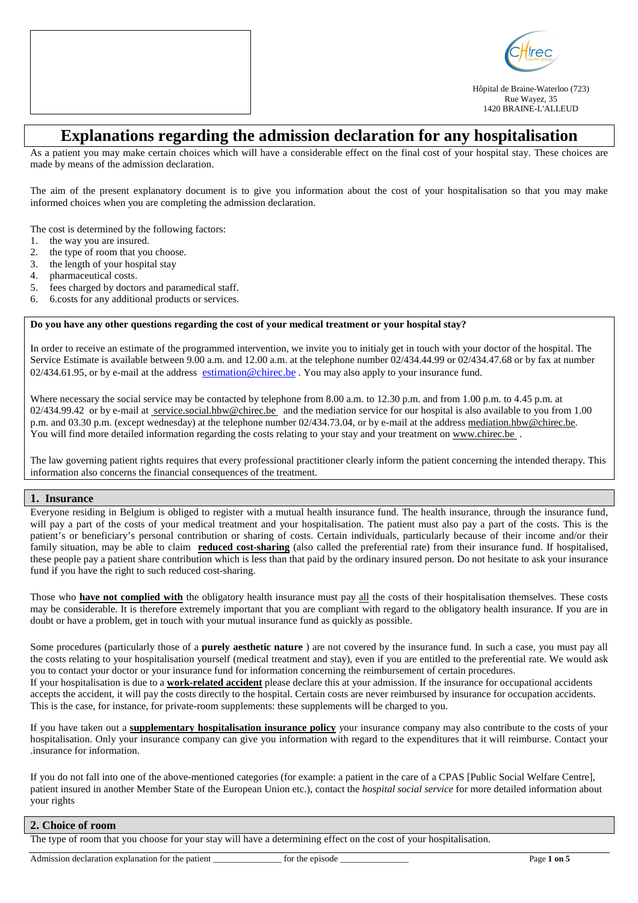Hôpital de Braine-Waterloo (723)
Rue Wayez, 35
1420 BRAINE-L'ALLEUD

# Explanations regarding the admission declaration for any hospitalisation

As a patient you may make certain choices which will have a considerable effect on the final cost of your hospital stay. These choices are made by means of the admission declaration.

The aim of the present explanatory document is to give you information about the cost of your hospitalisation so that you may make informed choices when you are completing the admission declaration.

The cost is determined by the following factors:

1. the way you are insured.
2. the type of room that you choose.
3. the length of your hospital stay
4. pharmaceutical costs.
5. fees charged by doctors and paramedical staff.
6. 6.costs for any additional products or services.

**Do you have any other questions regarding the cost of your medical treatment or your hospital stay?**

In order to receive an estimate of the programmed intervention, we invite you to initialy get in touch with your doctor of the hospital. The Service Estimate is available between 9.00 a.m. and 12.00 a.m. at the telephone number 02/434.44.99 or 02/434.47.68 or by fax at number 02/434.61.95, or by e-mail at the address estimation@chirec.be . You may also apply to your insurance fund.

Where necessary the social service may be contacted by telephone from 8.00 a.m. to 12.30 p.m. and from 1.00 p.m. to 4.45 p.m. at 02/434.99.42 or by e-mail at service.social.hbw@chirec.be and the mediation service for our hospital is also available to you from 1.00 p.m. and 03.30 p.m. (except wednesday) at the telephone number 02/434.73.04, or by e-mail at the address mediation.hbw@chirec.be. You will find more detailed information regarding the costs relating to your stay and your treatment on www.chirec.be .

The law governing patient rights requires that every professional practitioner clearly inform the patient concerning the intended therapy. This information also concerns the financial consequences of the treatment.

## 1. Insurance

Everyone residing in Belgium is obliged to register with a mutual health insurance fund. The health insurance, through the insurance fund, will pay a part of the costs of your medical treatment and your hospitalisation. The patient must also pay a part of the costs. This is the patient's or beneficiary's personal contribution or sharing of costs. Certain individuals, particularly because of their income and/or their family situation, may be able to claim **reduced cost-sharing** (also called the preferential rate) from their insurance fund. If hospitalised, these people pay a patient share contribution which is less than that paid by the ordinary insured person. Do not hesitate to ask your insurance fund if you have the right to such reduced cost-sharing.

Those who **have not complied with** the obligatory health insurance must pay all the costs of their hospitalisation themselves. These costs may be considerable. It is therefore extremely important that you are compliant with regard to the obligatory health insurance. If you are in doubt or have a problem, get in touch with your mutual insurance fund as quickly as possible.

Some procedures (particularly those of a **purely aesthetic nature** ) are not covered by the insurance fund. In such a case, you must pay all the costs relating to your hospitalisation yourself (medical treatment and stay), even if you are entitled to the preferential rate. We would ask you to contact your doctor or your insurance fund for information concerning the reimbursement of certain procedures.
If your hospitalisation is due to a **work-related accident** please declare this at your admission. If the insurance for occupational accidents accepts the accident, it will pay the costs directly to the hospital. Certain costs are never reimbursed by insurance for occupation accidents. This is the case, for instance, for private-room supplements: these supplements will be charged to you.

If you have taken out a **supplementary hospitalisation insurance policy** your insurance company may also contribute to the costs of your hospitalisation. Only your insurance company can give you information with regard to the expenditures that it will reimburse. Contact your .insurance for information.

If you do not fall into one of the above-mentioned categories (for example: a patient in the care of a CPAS [Public Social Welfare Centre], patient insured in another Member State of the European Union etc.), contact the *hospital social service* for more detailed information about your rights

## 2. Choice of room

The type of room that you choose for your stay will have a determining effect on the cost of your hospitalisation.

Admission declaration explanation for the patient _______________ for the episode _______________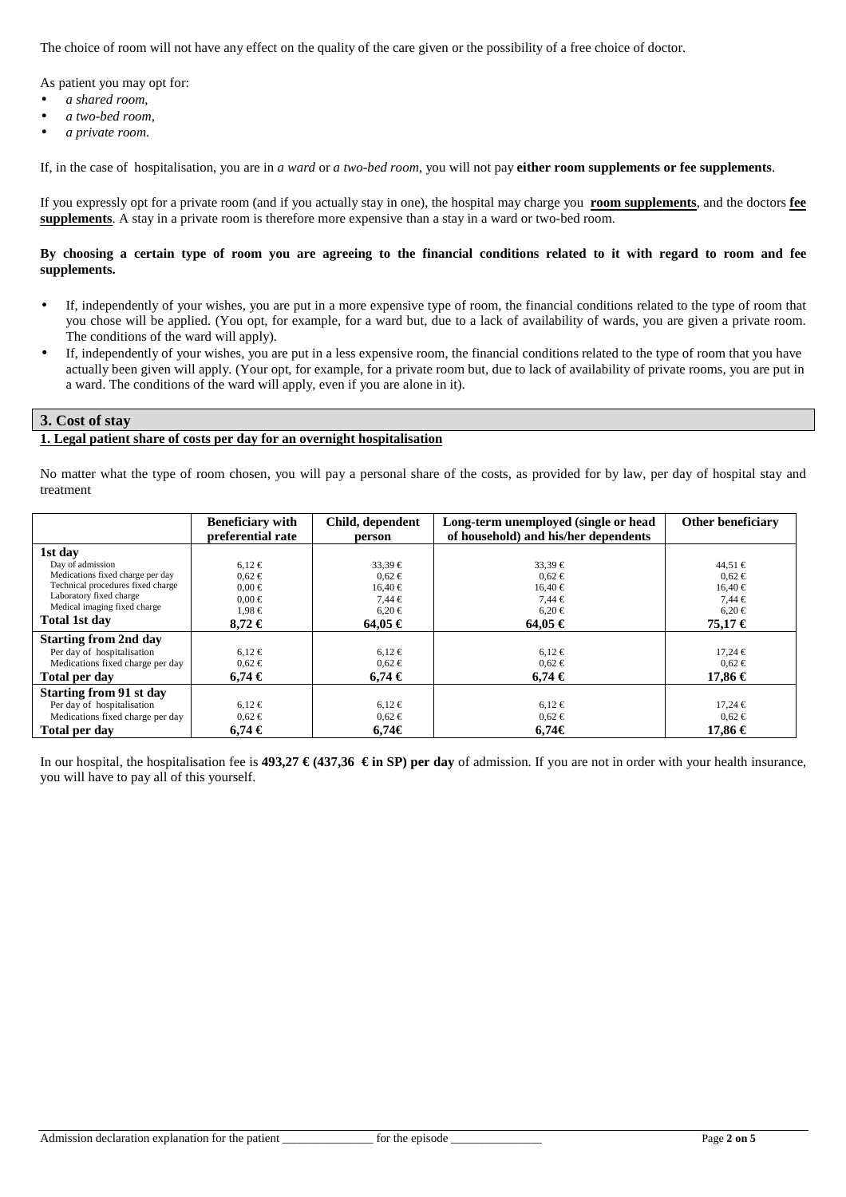The choice of room will not have any effect on the quality of the care given or the possibility of a free choice of doctor.

As patient you may opt for:

- *a shared room,*
- *a two-bed room,*
- *a private room.*

If, in the case of hospitalisation, you are in *a ward* or *a two-bed room*, you will not pay **either room supplements or fee supplements**.

If you expressly opt for a private room (and if you actually stay in one), the hospital may charge you **room supplements**, and the doctors **fee supplements**. A stay in a private room is therefore more expensive than a stay in a ward or two-bed room.

**By choosing a certain type of room you are agreeing to the financial conditions related to it with regard to room and fee supplements.**

- If, independently of your wishes, you are put in a more expensive type of room, the financial conditions related to the type of room that you chose will be applied. (You opt, for example, for a ward but, due to a lack of availability of wards, you are given a private room. The conditions of the ward will apply).
- If, independently of your wishes, you are put in a less expensive room, the financial conditions related to the type of room that you have actually been given will apply. (Your opt, for example, for a private room but, due to lack of availability of private rooms, you are put in a ward. The conditions of the ward will apply, even if you are alone in it).

## 3. Cost of stay

### 1. Legal patient share of costs per day for an overnight hospitalisation

No matter what the type of room chosen, you will pay a personal share of the costs, as provided for by law, per day of hospital stay and treatment

| | Beneficiary with preferential rate | Child, dependent person | Long-term unemployed (single or head of household) and his/her dependents | Other beneficiary |
|---|---|---|---|---|
| **1st day** | | | | |
| Day of admission | 6,12 € | 33,39 € | 33,39 € | 44,51 € |
| Medications fixed charge per day | 0,62 € | 0,62 € | 0,62 € | 0,62 € |
| Technical procedures fixed charge | 0,00 € | 16,40 € | 16,40 € | 16,40 € |
| Laboratory fixed charge | 0,00 € | 7,44 € | 7,44 € | 7,44 € |
| Medical imaging fixed charge | 1,98 € | 6,20 € | 6,20 € | 6,20 € |
| **Total 1st day** | **8,72 €** | **64,05 €** | **64,05 €** | **75,17 €** |
| **Starting from 2nd day** | | | | |
| Per day of hospitalisation | 6,12 € | 6,12 € | 6,12 € | 17,24 € |
| Medications fixed charge per day | 0,62 € | 0,62 € | 0,62 € | 0,62 € |
| **Total per day** | **6,74 €** | **6,74 €** | **6,74 €** | **17,86 €** |
| **Starting from 91 st day** | | | | |
| Per day of hospitalisation | 6,12 € | 6,12 € | 6,12 € | 17,24 € |
| Medications fixed charge per day | 0,62 € | 0,62 € | 0,62 € | 0,62 € |
| **Total per day** | **6,74 €** | **6,74€** | **6,74€** | **17,86 €** |

In our hospital, the hospitalisation fee is **493,27 € (437,36 € in SP) per day** of admission. If you are not in order with your health insurance, you will have to pay all of this yourself.

Admission declaration explanation for the patient _______________ for the episode _______________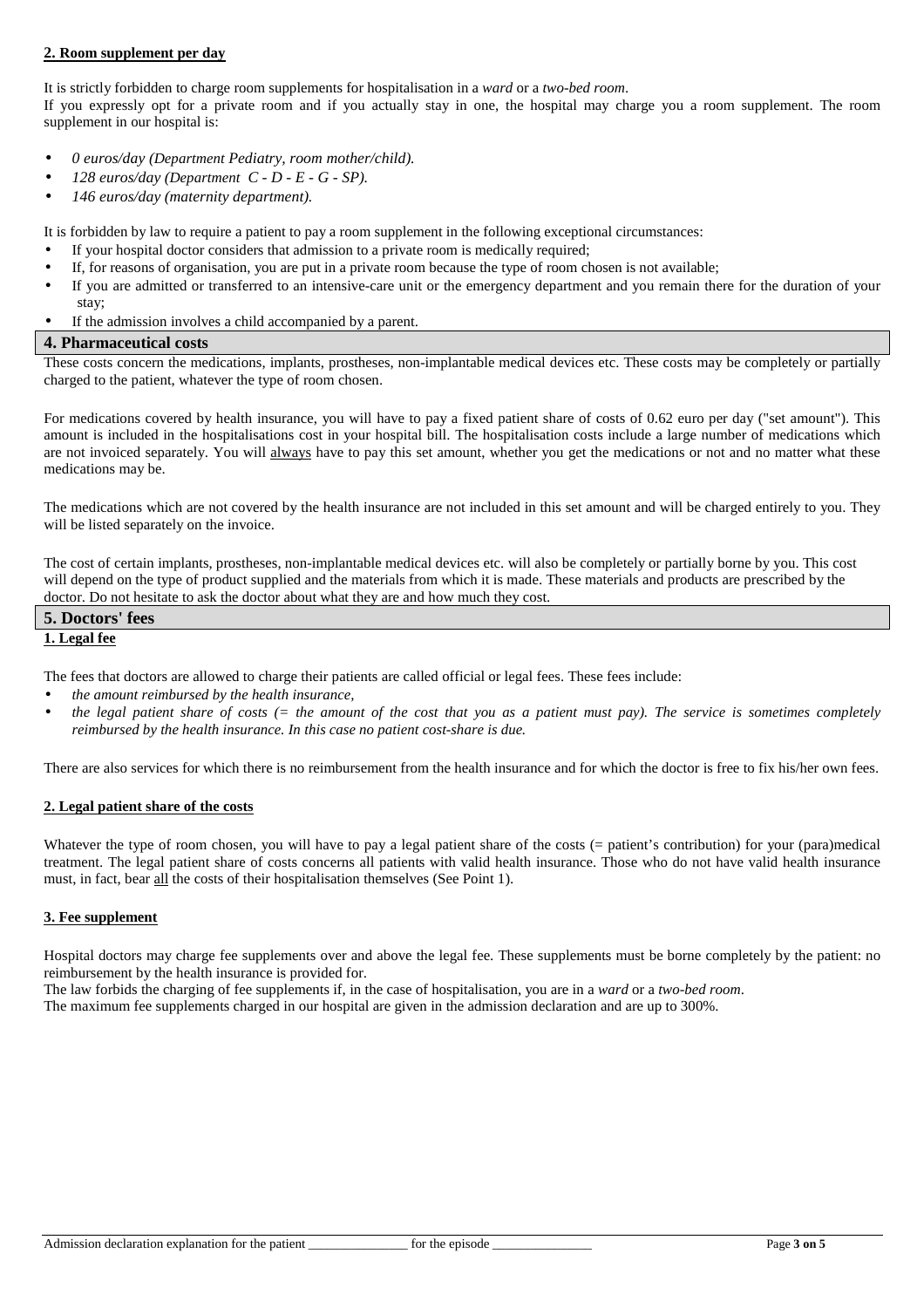**2. Room supplement per day**

It is strictly forbidden to charge room supplements for hospitalisation in a *ward* or a *two-bed room*.
If you expressly opt for a private room and if you actually stay in one, the hospital may charge you a room supplement. The room supplement in our hospital is:

- *0 euros/day (Department Pediatry, room mother/child).*
- *128 euros/day (Department C - D - E - G - SP).*
- *146 euros/day (maternity department).*

It is forbidden by law to require a patient to pay a room supplement in the following exceptional circumstances:

- If your hospital doctor considers that admission to a private room is medically required;
- If, for reasons of organisation, you are put in a private room because the type of room chosen is not available;
- If you are admitted or transferred to an intensive-care unit or the emergency department and you remain there for the duration of your stay;
- If the admission involves a child accompanied by a parent.

## 4. Pharmaceutical costs

These costs concern the medications, implants, prostheses, non-implantable medical devices etc. These costs may be completely or partially charged to the patient, whatever the type of room chosen.

For medications covered by health insurance, you will have to pay a fixed patient share of costs of 0.62 euro per day ("set amount"). This amount is included in the hospitalisations cost in your hospital bill. The hospitalisation costs include a large number of medications which are not invoiced separately. You will always have to pay this set amount, whether you get the medications or not and no matter what these medications may be.

The medications which are not covered by the health insurance are not included in this set amount and will be charged entirely to you. They will be listed separately on the invoice.

The cost of certain implants, prostheses, non-implantable medical devices etc. will also be completely or partially borne by you. This cost will depend on the type of product supplied and the materials from which it is made. These materials and products are prescribed by the doctor. Do not hesitate to ask the doctor about what they are and how much they cost.

## 5. Doctors' fees

**1. Legal fee**

The fees that doctors are allowed to charge their patients are called official or legal fees. These fees include:

- *the amount reimbursed by the health insurance,*
- *the legal patient share of costs (= the amount of the cost that you as a patient must pay). The service is sometimes completely reimbursed by the health insurance. In this case no patient cost-share is due.*

There are also services for which there is no reimbursement from the health insurance and for which the doctor is free to fix his/her own fees.

**2. Legal patient share of the costs**

Whatever the type of room chosen, you will have to pay a legal patient share of the costs (= patient's contribution) for your (para)medical treatment. The legal patient share of costs concerns all patients with valid health insurance. Those who do not have valid health insurance must, in fact, bear all the costs of their hospitalisation themselves (See Point 1).

**3. Fee supplement**

Hospital doctors may charge fee supplements over and above the legal fee. These supplements must be borne completely by the patient: no reimbursement by the health insurance is provided for.
The law forbids the charging of fee supplements if, in the case of hospitalisation, you are in a *ward* or a *two-bed room*.
The maximum fee supplements charged in our hospital are given in the admission declaration and are up to 300%.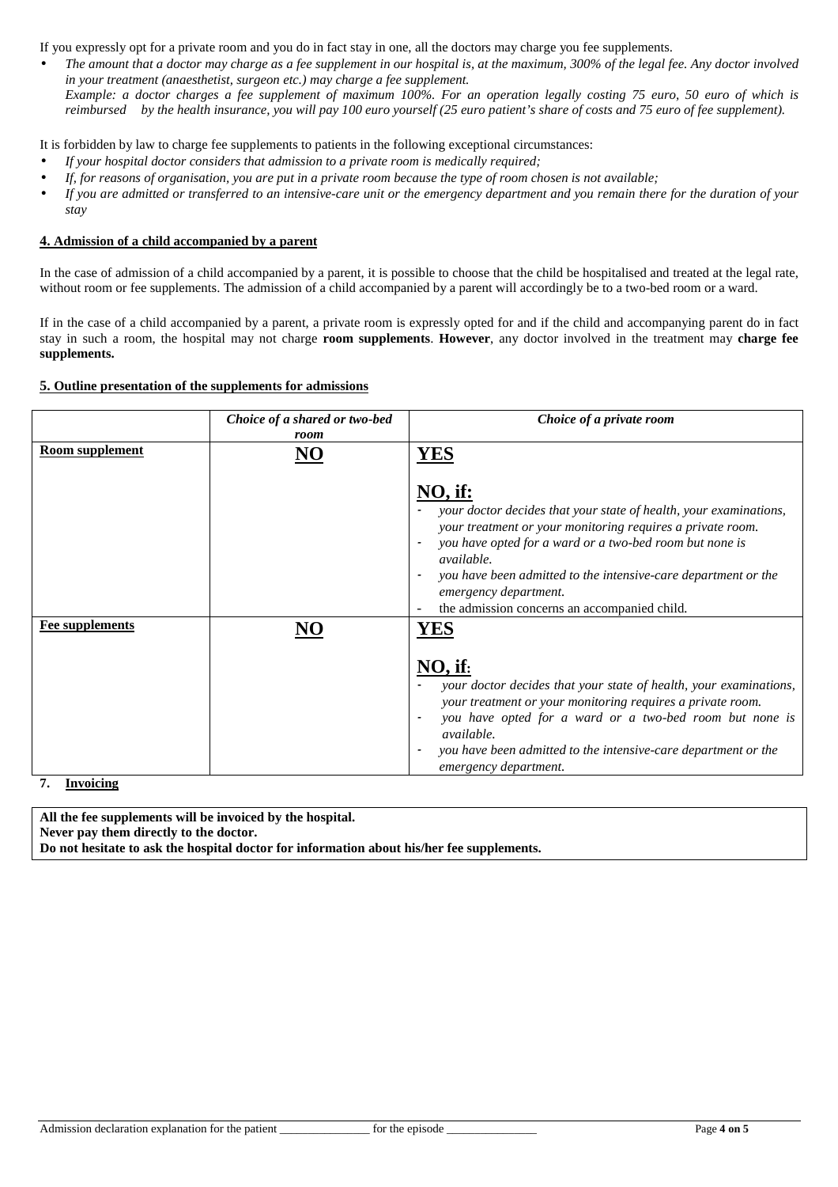If you expressly opt for a private room and you do in fact stay in one, all the doctors may charge you fee supplements.

- *The amount that a doctor may charge as a fee supplement in our hospital is, at the maximum, 300% of the legal fee. Any doctor involved in your treatment (anaesthetist, surgeon etc.) may charge a fee supplement.*
  *Example: a doctor charges a fee supplement of maximum 100%. For an operation legally costing 75 euro, 50 euro of which is reimbursed by the health insurance, you will pay 100 euro yourself (25 euro patient's share of costs and 75 euro of fee supplement).*

It is forbidden by law to charge fee supplements to patients in the following exceptional circumstances:

- *If your hospital doctor considers that admission to a private room is medically required;*
- *If, for reasons of organisation, you are put in a private room because the type of room chosen is not available;*
- *If you are admitted or transferred to an intensive-care unit or the emergency department and you remain there for the duration of your stay*

## 4. Admission of a child accompanied by a parent

In the case of admission of a child accompanied by a parent, it is possible to choose that the child be hospitalised and treated at the legal rate, without room or fee supplements. The admission of a child accompanied by a parent will accordingly be to a two-bed room or a ward.

If in the case of a child accompanied by a parent, a private room is expressly opted for and if the child and accompanying parent do in fact stay in such a room, the hospital may not charge **room supplements**. **However**, any doctor involved in the treatment may **charge fee supplements.**

## 5. Outline presentation of the supplements for admissions

| | *Choice of a shared or two-bed room* | *Choice of a private room* |
|---|---|---|
| **Room supplement** | **NO** | **YES**<br><br>**NO, if:**<br>- *your doctor decides that your state of health, your examinations, your treatment or your monitoring requires a private room.*<br>- *you have opted for a ward or a two-bed room but none is available.*<br>- *you have been admitted to the intensive-care department or the emergency department.*<br>- the admission concerns an accompanied child. |
| **Fee supplements** | **NO** | **YES**<br><br>**NO, if:**<br>- *your doctor decides that your state of health, your examinations, your treatment or your monitoring requires a private room.*<br>- *you have opted for a ward or a two-bed room but none is available.*<br>- *you have been admitted to the intensive-care department or the emergency department.* |

## 7. Invoicing

**All the fee supplements will be invoiced by the hospital.**
**Never pay them directly to the doctor.**
**Do not hesitate to ask the hospital doctor for information about his/her fee supplements.**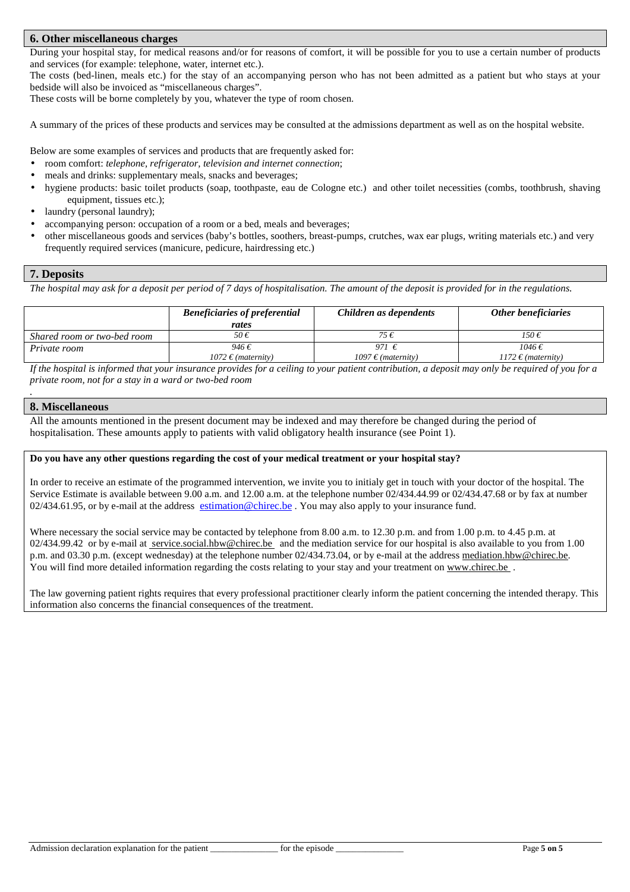## 6. Other miscellaneous charges

During your hospital stay, for medical reasons and/or for reasons of comfort, it will be possible for you to use a certain number of products and services (for example: telephone, water, internet etc.).

The costs (bed-linen, meals etc.) for the stay of an accompanying person who has not been admitted as a patient but who stays at your bedside will also be invoiced as "miscellaneous charges".

These costs will be borne completely by you, whatever the type of room chosen.

A summary of the prices of these products and services may be consulted at the admissions department as well as on the hospital website.

Below are some examples of services and products that are frequently asked for:

- room comfort: *telephone, refrigerator, television and internet connection*;
- meals and drinks: supplementary meals, snacks and beverages;
- hygiene products: basic toilet products (soap, toothpaste, eau de Cologne etc.) and other toilet necessities (combs, toothbrush, shaving equipment, tissues etc.);
- laundry (personal laundry);
- accompanying person: occupation of a room or a bed, meals and beverages;
- other miscellaneous goods and services (baby's bottles, soothers, breast-pumps, crutches, wax ear plugs, writing materials etc.) and very frequently required services (manicure, pedicure, hairdressing etc.)

## 7. Deposits

*The hospital may ask for a deposit per period of 7 days of hospitalisation. The amount of the deposit is provided for in the regulations.*

| | ***Beneficiaries of preferential rates*** | ***Children as dependents*** | ***Other beneficiaries*** |
|---|---|---|---|
| *Shared room or two-bed room* | *50 €* | *75 €* | *150 €* |
| *Private room* | *946 €*<br>*1072 € (maternity)* | *971 €*<br>*1097 € (maternity)* | *1046 €*<br>*1172 € (maternity)* |

*If the hospital is informed that your insurance provides for a ceiling to your patient contribution, a deposit may only be required of you for a private room, not for a stay in a ward or two-bed room*

## 8. Miscellaneous

All the amounts mentioned in the present document may be indexed and may therefore be changed during the period of hospitalisation. These amounts apply to patients with valid obligatory health insurance (see Point 1).

**Do you have any other questions regarding the cost of your medical treatment or your hospital stay?**

In order to receive an estimate of the programmed intervention, we invite you to initialy get in touch with your doctor of the hospital. The Service Estimate is available between 9.00 a.m. and 12.00 a.m. at the telephone number 02/434.44.99 or 02/434.47.68 or by fax at number 02/434.61.95, or by e-mail at the address estimation@chirec.be . You may also apply to your insurance fund.

Where necessary the social service may be contacted by telephone from 8.00 a.m. to 12.30 p.m. and from 1.00 p.m. to 4.45 p.m. at 02/434.99.42 or by e-mail at service.social.hbw@chirec.be and the mediation service for our hospital is also available to you from 1.00 p.m. and 03.30 p.m. (except wednesday) at the telephone number 02/434.73.04, or by e-mail at the address mediation.hbw@chirec.be. You will find more detailed information regarding the costs relating to your stay and your treatment on www.chirec.be .

The law governing patient rights requires that every professional practitioner clearly inform the patient concerning the intended therapy. This information also concerns the financial consequences of the treatment.

Admission declaration explanation for the patient _______________ for the episode _______________